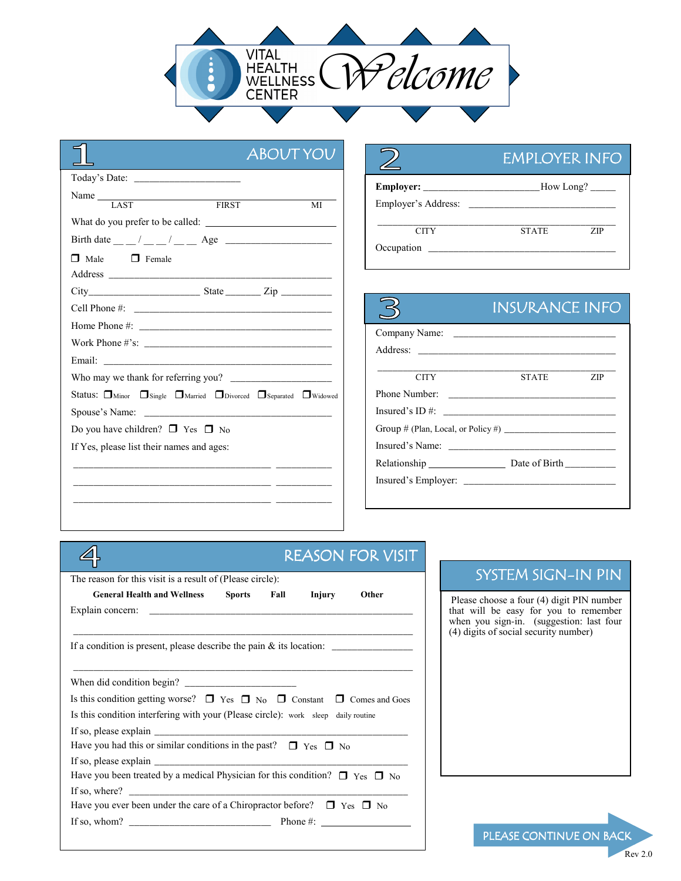# VITAL HEALTH WELLNESS CENTER

# Welcome

## 1 ABOUT YOU

Today's Date: ____________________

Name ____________________________________________
LAST FIRST MI

What do you prefer to be called: ____________________

Birth date __ __ / __ __ / __ __ Age ____________________

❐ Male ❐ Female

Address ____________________________________________

City____________________ State ______ Zip __________

Cell Phone #: ____________________________________

Home Phone #: ____________________________________

Work Phone #'s: ____________________________________

Email: ____________________________________________

Who may we thank for referring you? ________________

Status: ❐ Minor ❐ Single ❐ Married ❐ Divorced ❐ Separated ❐ Widowed

Spouse's Name: ____________________________________

Do you have children? ❐ Yes ❐ No

If Yes, please list their names and ages:

______________________________________ __________

______________________________________ __________

______________________________________ __________

## 2 EMPLOYER INFO

**Employer:** ______________________ How Long? _____

Employer's Address: ____________________________

____________________________________________
CITY STATE ZIP

Occupation ____________________________________

## 3 INSURANCE INFO

Company Name: ____________________________

Address: ____________________________________

____________________________________________
CITY STATE ZIP

Phone Number: ____________________________

Insured's ID #: ____________________________

Group # (Plan, Local, or Policy #) ____________________

Insured's Name: ____________________________

Relationship ______________ Date of Birth __________

Insured's Employer: ____________________________

## 4 REASON FOR VISIT

The reason for this visit is a result of (Please circle):

**General Health and Wellness** **Sports** **Fall** **Injury** **Other**

Explain concern: ____________________________________________

____________________________________________________________

If a condition is present, please describe the pain & its location: ______________

____________________________________________________________

When did condition begin? ____________________

Is this condition getting worse? ❐ Yes ❐ No ❐ Constant ❐ Comes and Goes

Is this condition interfering with your (Please circle): work sleep daily routine

If so, please explain ____________________________________________

Have you had this or similar conditions in the past? ❐ Yes ❐ No

If so, please explain ____________________________________________

Have you been treated by a medical Physician for this condition? ❐ Yes ❐ No

If so, where? ____________________________________________

Have you ever been under the care of a Chiropractor before? ❐ Yes ❐ No

If so, whom? ____________________________ Phone #: ______________

## SYSTEM SIGN-IN PIN

Please choose a four (4) digit PIN number that will be easy for you to remember when you sign-in. (suggestion: last four (4) digits of social security number)

PLEASE CONTINUE ON BACK

Rev 2.0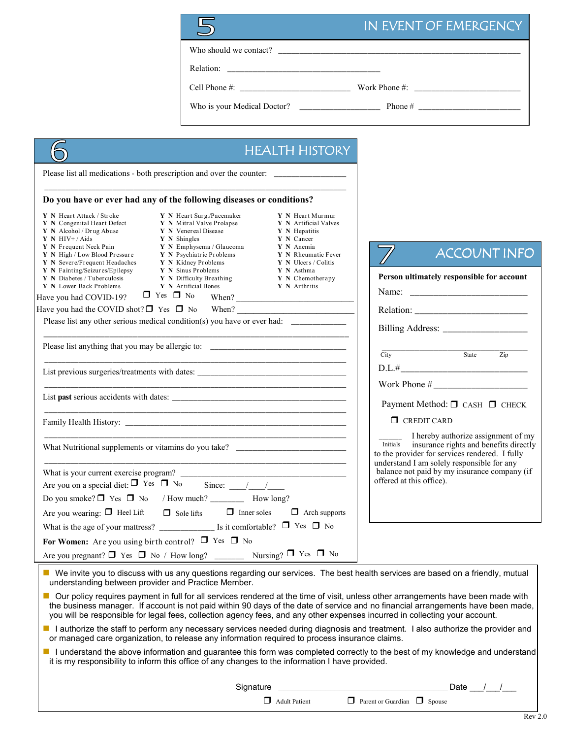## 5 IN EVENT OF EMERGENCY

Who should we contact? ______________________________________________________

Relation: ____________________________________

Cell Phone #: ________________________ Work Phone #: ________________________

Who is your Medical Doctor? __________________ Phone # ______________________

## 6 HEALTH HISTORY

Please list all medications - both prescription and over the counter: ________________

______________________________________________________________________

**Do you have or ever had any of the following diseases or conditions?**

| | | |
|---|---|---|
| **Y N** Heart Attack / Stroke | **Y N** Heart Surg./Pacemaker | **Y N** Heart Murmur |
| **Y N** Congenital Heart Defect | **Y N** Mitral Valve Prolapse | **Y N** Artificial Valves |
| **Y N** Alcohol / Drug Abuse | **Y N** Venereal Disease | **Y N** Hepatitis |
| **Y N** HIV+ / Aids | **Y N** Shingles | **Y N** Cancer |
| **Y N** Frequent Neck Pain | **Y N** Emphysema / Glaucoma | **Y N** Anemia |
| **Y N** High / Low Blood Pressure | **Y N** Psychiatric Problems | **Y N** Rheumatic Fever |
| **Y N** Severe/Frequent Headaches | **Y N** Kidney Problems | **Y N** Ulcers / Colitis |
| **Y N** Fainting/Seizures/Epilepsy | **Y N** Sinus Problems | **Y N** Asthma |
| **Y N** Diabetes / Tuberculosis | **Y N** Difficulty Breathing | **Y N** Chemotherapy |
| **Y N** Lower Back Problems | **Y N** Artificial Bones | **Y N** Arthritis |

Have you had COVID-19? ❒ Yes ❒ No When? ________________________

Have you had the COVID shot? ❒ Yes ❒ No When? ________________________

Please list any other serious medical condition(s) you have or ever had: ____________

______________________________________________________________________

Please list anything that you may be allergic to: ______________________________

______________________________________________________________________

List previous surgeries/treatments with dates: ______________________________

______________________________________________________________________

List **past** serious accidents with dates: ____________________________________

______________________________________________________________________

Family Health History: ____________________________________________________

______________________________________________________________________

What Nutritional supplements or vitamins do you take? ________________________

______________________________________________________________________

What is your current exercise program? ______________________________________

Are you on a special diet: ❒ Yes ❒ No Since: ____/____/____

Do you smoke? ❒ Yes ❒ No / How much? _______ How long?

Are you wearing: ❒ Heel Lift ❒ Sole lifts ❒ Inner soles ❒ Arch supports

What is the age of your mattress? _____________ Is it comfortable? ❒ Yes ❒ No

**For Women:** Are you using birth control? ❒ Yes ❒ No

Are you pregnant? ❒ Yes ❒ No / How long? _______ Nursing? ❒ Yes ❒ No

## 7 ACCOUNT INFO

**Person ultimately responsible for account**

Name: ________________________

Relation: ______________________

Billing Address: ________________

______________________________
City State Zip

D.L.#__________________________

Work Phone #____________________

Payment Method: ❒ CASH ❒ CHECK

❒ CREDIT CARD

______ Initials I hereby authorize assignment of my insurance rights and benefits directly to the provider for services rendered. I fully understand I am solely responsible for any balance not paid by my insurance company (if offered at this office).

- We invite you to discuss with us any questions regarding our services. The best health services are based on a friendly, mutual understanding between provider and Practice Member.
- Our policy requires payment in full for all services rendered at the time of visit, unless other arrangements have been made with the business manager. If account is not paid within 90 days of the date of service and no financial arrangements have been made, you will be responsible for legal fees, collection agency fees, and any other expenses incurred in collecting your account.
- I authorize the staff to perform any necessary services needed during diagnosis and treatment. I also authorize the provider and or managed care organization, to release any information required to process insurance claims.
- I understand the above information and guarantee this form was completed correctly to the best of my knowledge and understand it is my responsibility to inform this office of any changes to the information I have provided.

Signature ____________________________________ Date ___/___/___

❒ Adult Patient ❒ Parent or Guardian ❒ Spouse

Rev 2.0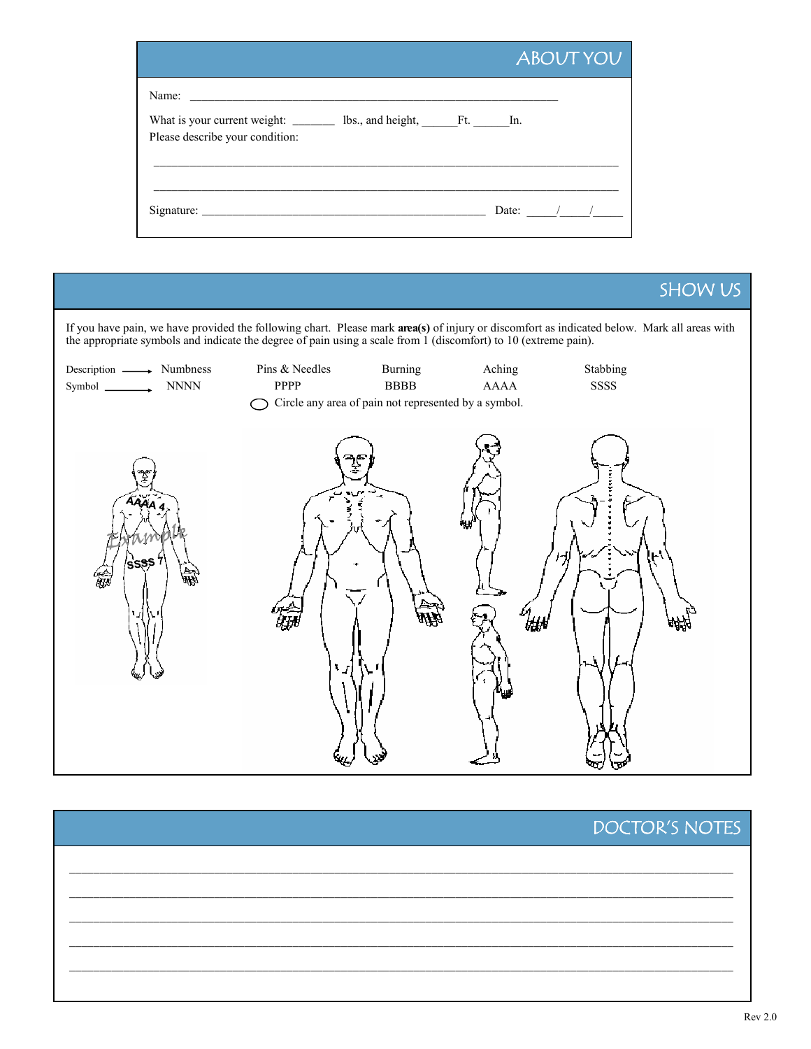## ABOUT YOU

Name: ____________________________________________________________

What is your current weight: _______ lbs., and height, ______Ft. ______In.

Please describe your condition:

______________________________________________________________________________

______________________________________________________________________________

Signature: ______________________________________________ Date: _____/_____/_____

## SHOW US

If you have pain, we have provided the following chart. Please mark **area(s)** of injury or discomfort as indicated below. Mark all areas with the appropriate symbols and indicate the degree of pain using a scale from 1 (discomfort) to 10 (extreme pain).

| | | | | | |
|---|---|---|---|---|---|
| Description → | Numbness | Pins & Needles | Burning | Aching | Stabbing |
| Symbol → | NNNN | PPPP | BBBB | AAAA | SSSS |

◯ Circle any area of pain not represented by a symbol.

AAAA 4

Example

SSSS 7

## DOCTOR'S NOTES

______________________________________________________________________________

______________________________________________________________________________

______________________________________________________________________________

______________________________________________________________________________

______________________________________________________________________________

Rev 2.0